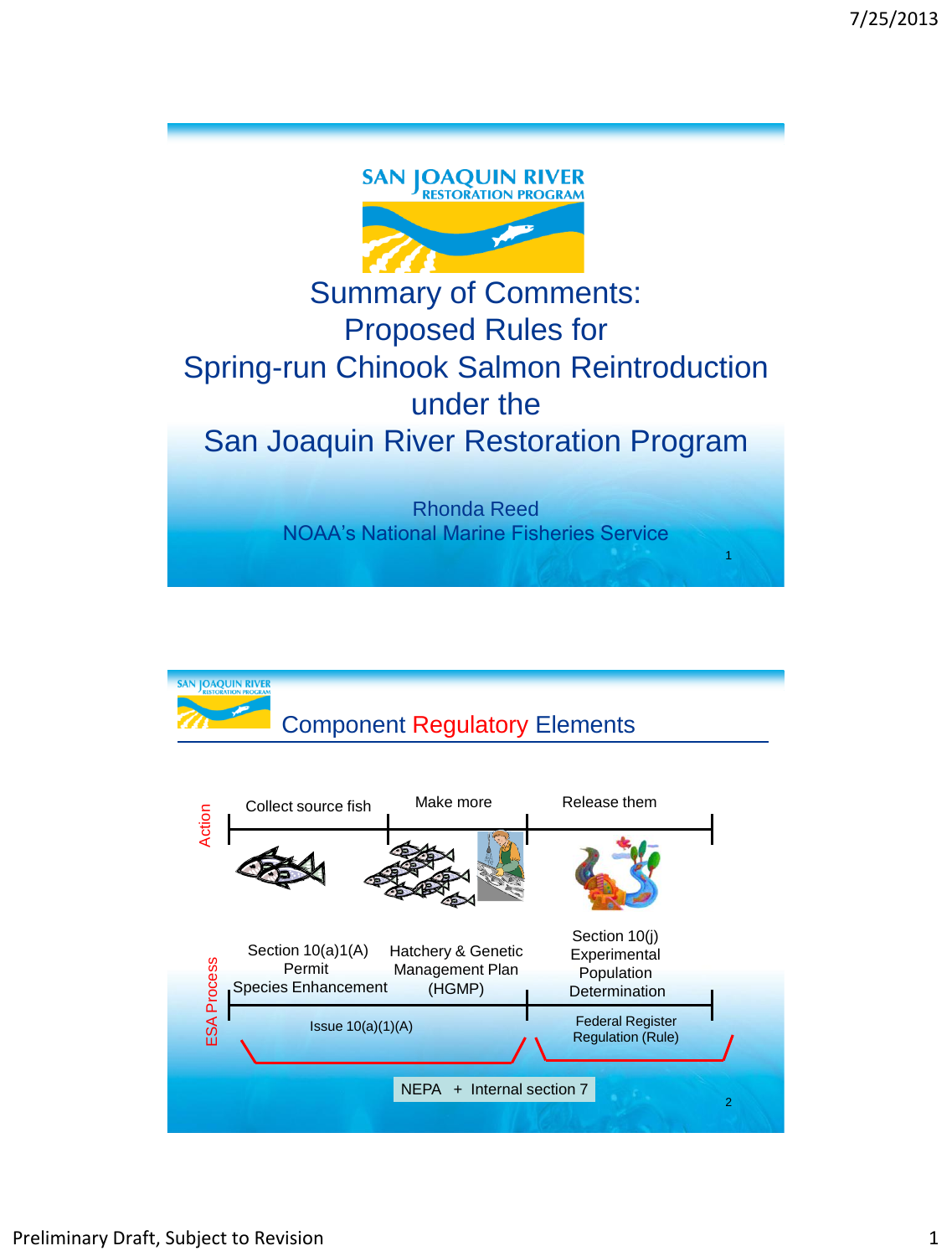# Summary of Comments: Proposed Rules for Spring-run Chinook Salmon Reintroduction under the San Joaquin River Restoration Program

Rhonda Reed
NOAA's National Marine Fisheries Service

## Component Regulatory Elements

**Action**

| Collect source fish | Make more | Release them |
|---|---|---|

**ESA Process**

| Section 10(a)1(A) Permit Species Enhancement | Hatchery & Genetic Management Plan (HGMP) | Section 10(j) Experimental Population Determination |
|---|---|---|
| Issue 10(a)(1)(A) | | Federal Register Regulation (Rule) |

NEPA + Internal section 7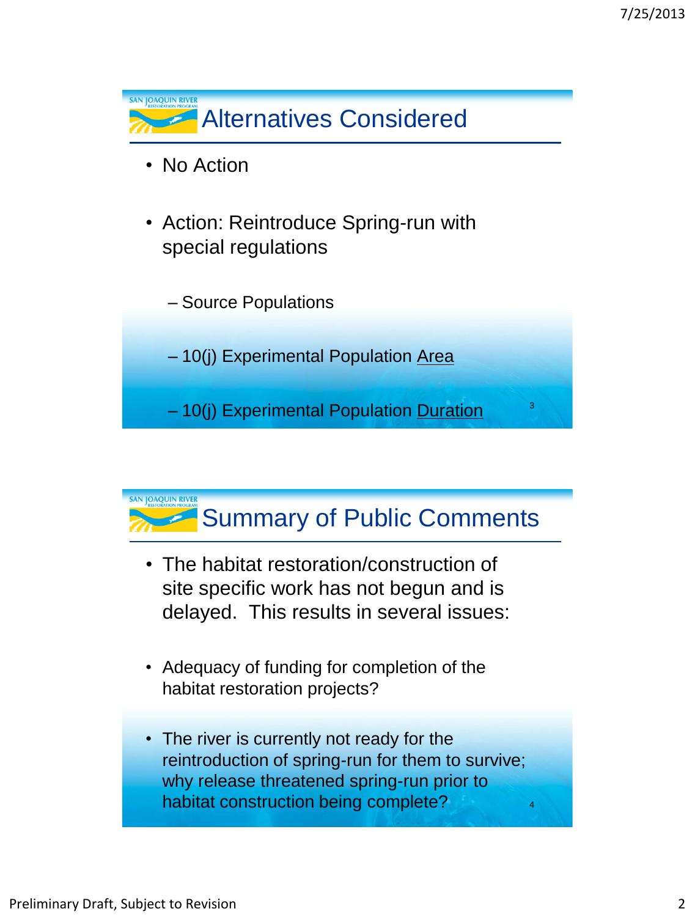## Alternatives Considered

- No Action
- Action: Reintroduce Spring-run with special regulations
  - Source Populations
  - 10(j) Experimental Population <u>Area</u>
  - 10(j) Experimental Population <u>Duration</u>

## Summary of Public Comments

- The habitat restoration/construction of site specific work has not begun and is delayed. This results in several issues:
- Adequacy of funding for completion of the habitat restoration projects?
- The river is currently not ready for the reintroduction of spring-run for them to survive; why release threatened spring-run prior to habitat construction being complete?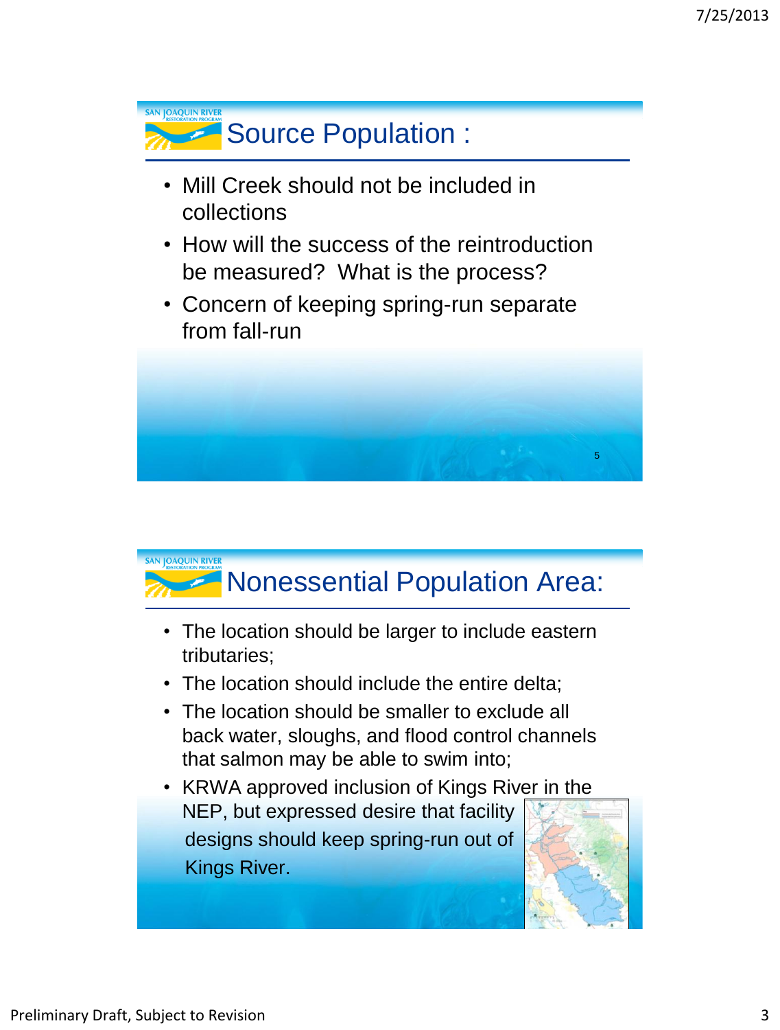## Source Population :

- Mill Creek should not be included in collections
- How will the success of the reintroduction be measured? What is the process?
- Concern of keeping spring-run separate from fall-run

## Nonessential Population Area:

- The location should be larger to include eastern tributaries;
- The location should include the entire delta;
- The location should be smaller to exclude all back water, sloughs, and flood control channels that salmon may be able to swim into;
- KRWA approved inclusion of Kings River in the NEP, but expressed desire that facility designs should keep spring-run out of Kings River.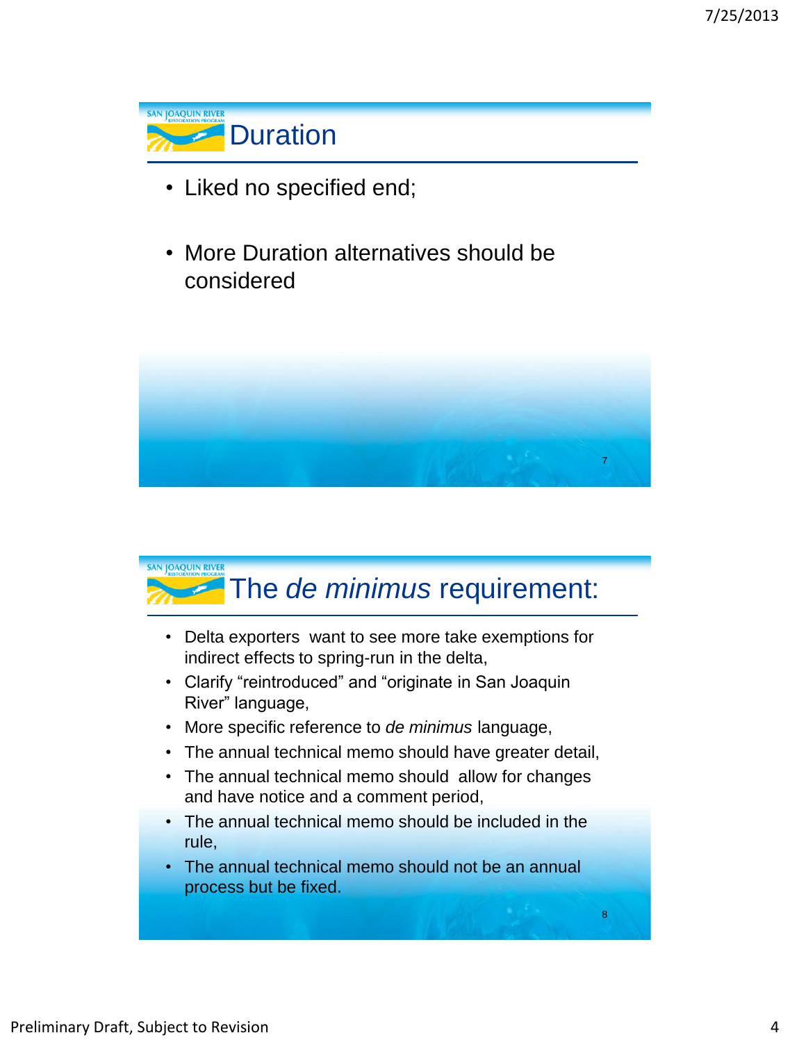## Duration

- Liked no specified end;
- More Duration alternatives should be considered

## The *de minimus* requirement:

- Delta exporters want to see more take exemptions for indirect effects to spring-run in the delta,
- Clarify “reintroduced” and “originate in San Joaquin River” language,
- More specific reference to *de minimus* language,
- The annual technical memo should have greater detail,
- The annual technical memo should allow for changes and have notice and a comment period,
- The annual technical memo should be included in the rule,
- The annual technical memo should not be an annual process but be fixed.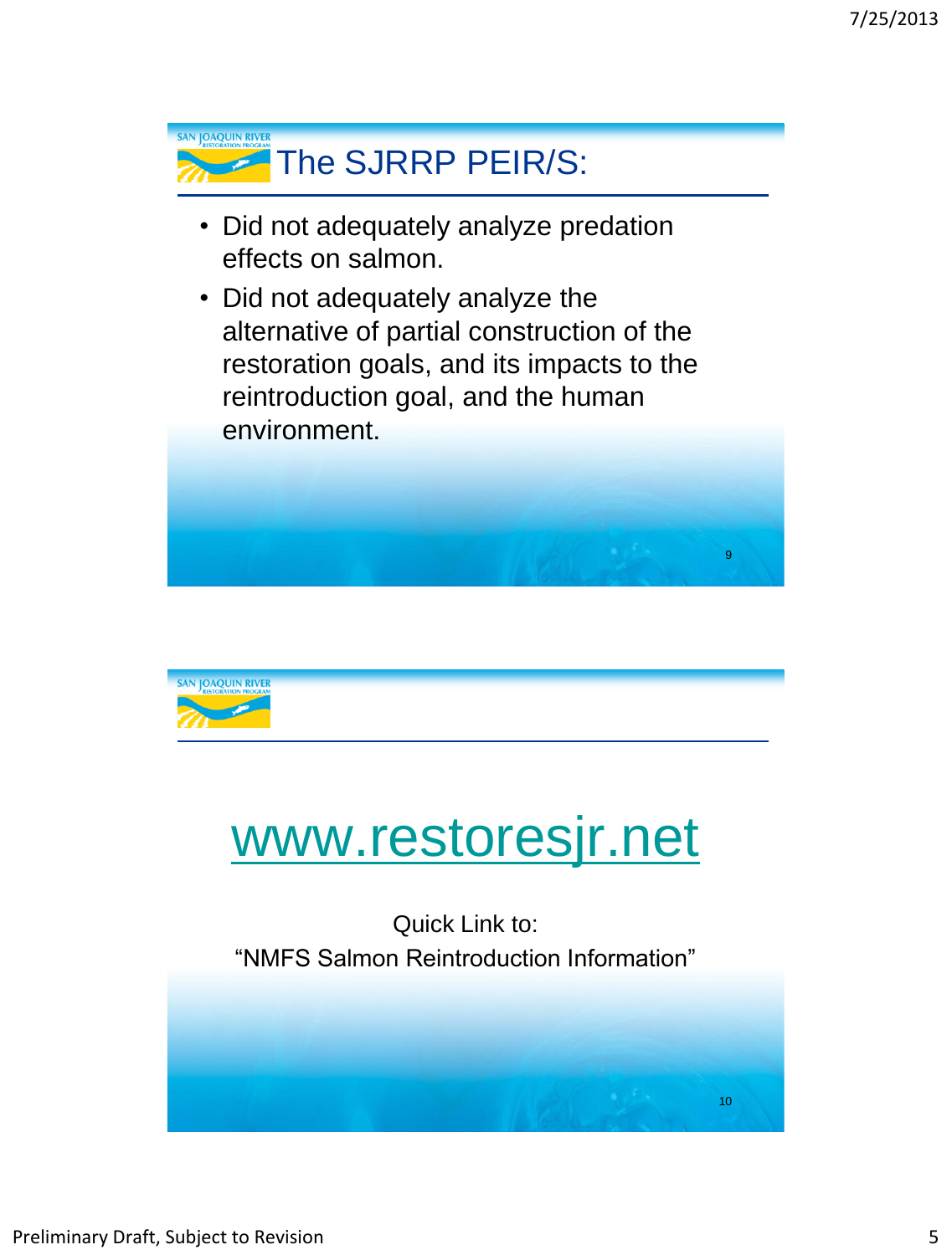## The SJRRP PEIR/S:

- Did not adequately analyze predation effects on salmon.
- Did not adequately analyze the alternative of partial construction of the restoration goals, and its impacts to the reintroduction goal, and the human environment.

www.restoresjr.net

Quick Link to:
"NMFS Salmon Reintroduction Information"